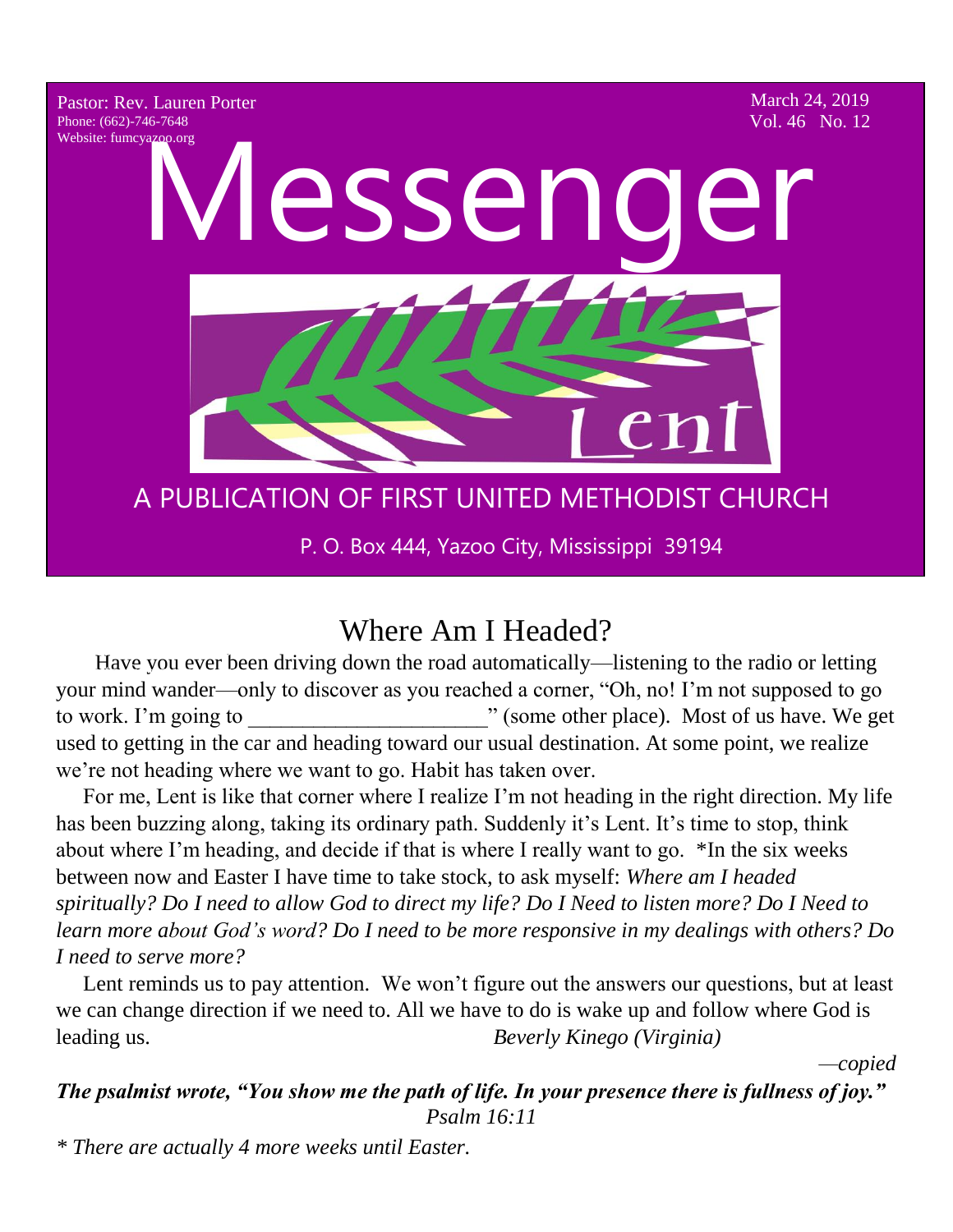Pastor: Rev. Lauren Porter
Phone: (662)-746-7648
Website: fumcyazoo.org

March 24, 2019
Vol. 46 No. 12

# Messenger

Lent

A PUBLICATION OF FIRST UNITED METHODIST CHURCH

P. O. Box 444, Yazoo City, Mississippi 39194

## Where Am I Headed?

Have you ever been driving down the road automatically—listening to the radio or letting your mind wander—only to discover as you reached a corner, "Oh, no! I'm not supposed to go to work. I'm going to _____________________" (some other place). Most of us have. We get used to getting in the car and heading toward our usual destination. At some point, we realize we're not heading where we want to go. Habit has taken over.

For me, Lent is like that corner where I realize I'm not heading in the right direction. My life has been buzzing along, taking its ordinary path. Suddenly it's Lent. It's time to stop, think about where I'm heading, and decide if that is where I really want to go. *In the six weeks between now and Easter I have time to take stock, to ask myself: *Where am I headed spiritually? Do I need to allow God to direct my life? Do I Need to listen more? Do I Need to learn more about God's word? Do I need to be more responsive in my dealings with others? Do I need to serve more?*

Lent reminds us to pay attention. We won't figure out the answers our questions, but at least we can change direction if we need to. All we have to do is wake up and follow where God is leading us. *Beverly Kinego (Virginia)*

*—copied*

***The psalmist wrote, "You show me the path of life. In your presence there is fullness of joy."***
*Psalm 16:11*

** There are actually 4 more weeks until Easter.*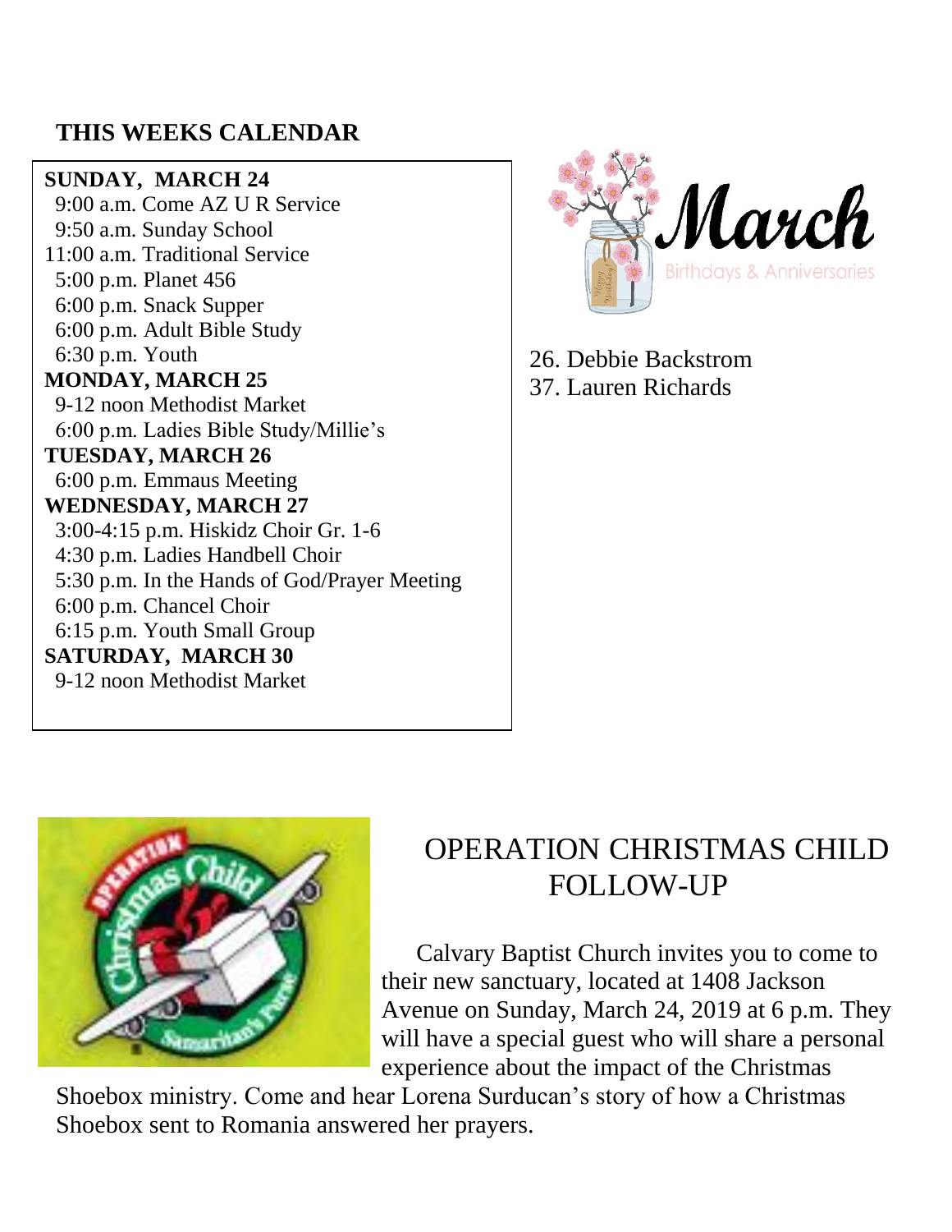## THIS WEEKS CALENDAR

**SUNDAY, MARCH 24**
9:00 a.m. Come AZ U R Service
9:50 a.m. Sunday School
11:00 a.m. Traditional Service
5:00 p.m. Planet 456
6:00 p.m. Snack Supper
6:00 p.m. Adult Bible Study
6:30 p.m. Youth

**MONDAY, MARCH 25**
9-12 noon Methodist Market
6:00 p.m. Ladies Bible Study/Millie's

**TUESDAY, MARCH 26**
6:00 p.m. Emmaus Meeting

**WEDNESDAY, MARCH 27**
3:00-4:15 p.m. Hiskidz Choir Gr. 1-6
4:30 p.m. Ladies Handbell Choir
5:30 p.m. In the Hands of God/Prayer Meeting
6:00 p.m. Chancel Choir
6:15 p.m. Youth Small Group

**SATURDAY, MARCH 30**
9-12 noon Methodist Market

## March Birthdays & Anniversaries

26. Debbie Backstrom
37. Lauren Richards

## OPERATION CHRISTMAS CHILD FOLLOW-UP

Calvary Baptist Church invites you to come to their new sanctuary, located at 1408 Jackson Avenue on Sunday, March 24, 2019 at 6 p.m. They will have a special guest who will share a personal experience about the impact of the Christmas Shoebox ministry. Come and hear Lorena Surducan's story of how a Christmas Shoebox sent to Romania answered her prayers.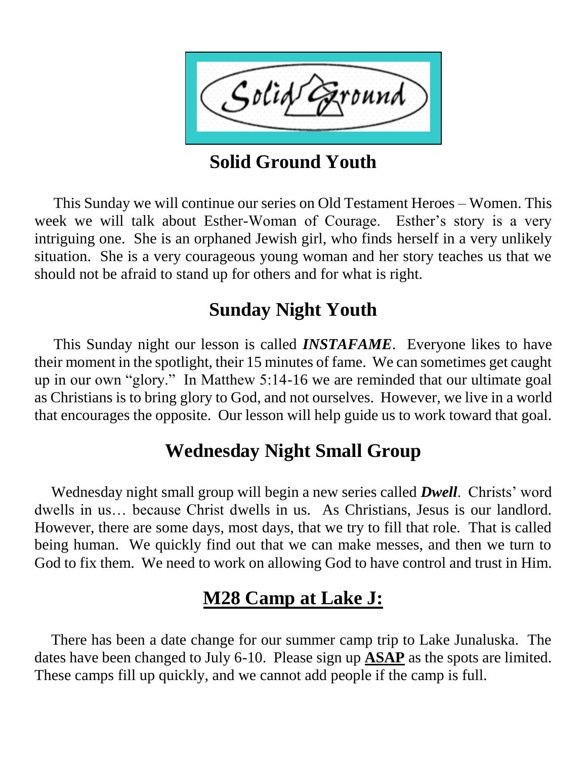## Solid Ground Youth

This Sunday we will continue our series on Old Testament Heroes – Women. This week we will talk about Esther-Woman of Courage. Esther's story is a very intriguing one. She is an orphaned Jewish girl, who finds herself in a very unlikely situation. She is a very courageous young woman and her story teaches us that we should not be afraid to stand up for others and for what is right.

## Sunday Night Youth

This Sunday night our lesson is called ***INSTAFAME***. Everyone likes to have their moment in the spotlight, their 15 minutes of fame. We can sometimes get caught up in our own "glory." In Matthew 5:14-16 we are reminded that our ultimate goal as Christians is to bring glory to God, and not ourselves. However, we live in a world that encourages the opposite. Our lesson will help guide us to work toward that goal.

## Wednesday Night Small Group

Wednesday night small group will begin a new series called ***Dwell***. Christs' word dwells in us… because Christ dwells in us. As Christians, Jesus is our landlord. However, there are some days, most days, that we try to fill that role. That is called being human. We quickly find out that we can make messes, and then we turn to God to fix them. We need to work on allowing God to have control and trust in Him.

## M28 Camp at Lake J:

There has been a date change for our summer camp trip to Lake Junaluska. The dates have been changed to July 6-10. Please sign up **ASAP** as the spots are limited. These camps fill up quickly, and we cannot add people if the camp is full.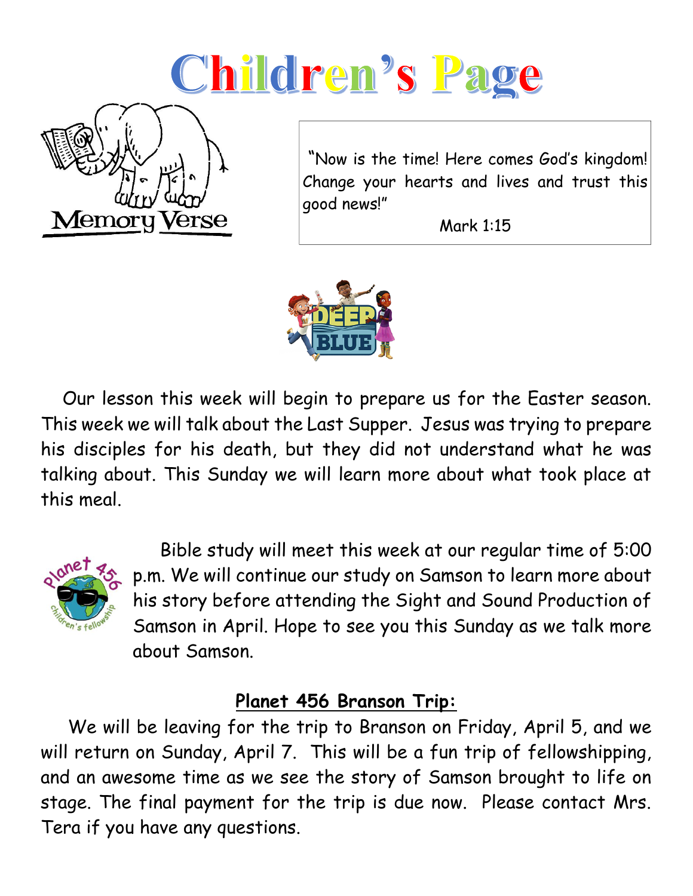# Children's Page

Memory Verse

"Now is the time! Here comes God's kingdom! Change your hearts and lives and trust this good news!"

Mark 1:15

Our lesson this week will begin to prepare us for the Easter season. This week we will talk about the Last Supper. Jesus was trying to prepare his disciples for his death, but they did not understand what he was talking about. This Sunday we will learn more about what took place at this meal.

Bible study will meet this week at our regular time of 5:00 p.m. We will continue our study on Samson to learn more about his story before attending the Sight and Sound Production of Samson in April. Hope to see you this Sunday as we talk more about Samson.

## Planet 456 Branson Trip:

We will be leaving for the trip to Branson on Friday, April 5, and we will return on Sunday, April 7. This will be a fun trip of fellowshipping, and an awesome time as we see the story of Samson brought to life on stage. The final payment for the trip is due now. Please contact Mrs. Tera if you have any questions.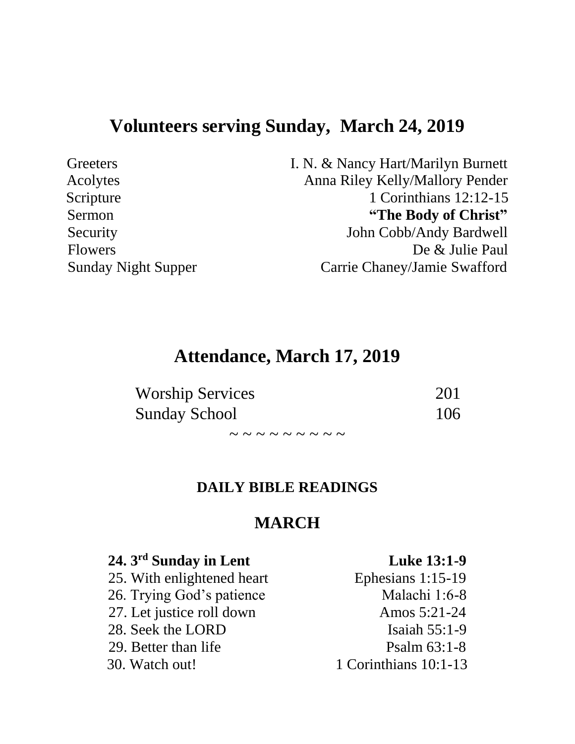## Volunteers serving Sunday, March 24, 2019

| | |
|---|---|
| Greeters | I. N. & Nancy Hart/Marilyn Burnett |
| Acolytes | Anna Riley Kelly/Mallory Pender |
| Scripture | 1 Corinthians 12:12-15 |
| Sermon | **"The Body of Christ"** |
| Security | John Cobb/Andy Bardwell |
| Flowers | De & Julie Paul |
| Sunday Night Supper | Carrie Chaney/Jamie Swafford |

## Attendance, March 17, 2019

| | |
|---|---|
| Worship Services | 201 |
| Sunday School | 106 |

~ ~ ~ ~ ~ ~ ~ ~ ~ ~

### DAILY BIBLE READINGS

## MARCH

| | |
|---|---|
| **24. 3rd Sunday in Lent** | **Luke 13:1-9** |
| 25. With enlightened heart | Ephesians 1:15-19 |
| 26. Trying God's patience | Malachi 1:6-8 |
| 27. Let justice roll down | Amos 5:21-24 |
| 28. Seek the LORD | Isaiah 55:1-9 |
| 29. Better than life | Psalm 63:1-8 |
| 30. Watch out! | 1 Corinthians 10:1-13 |